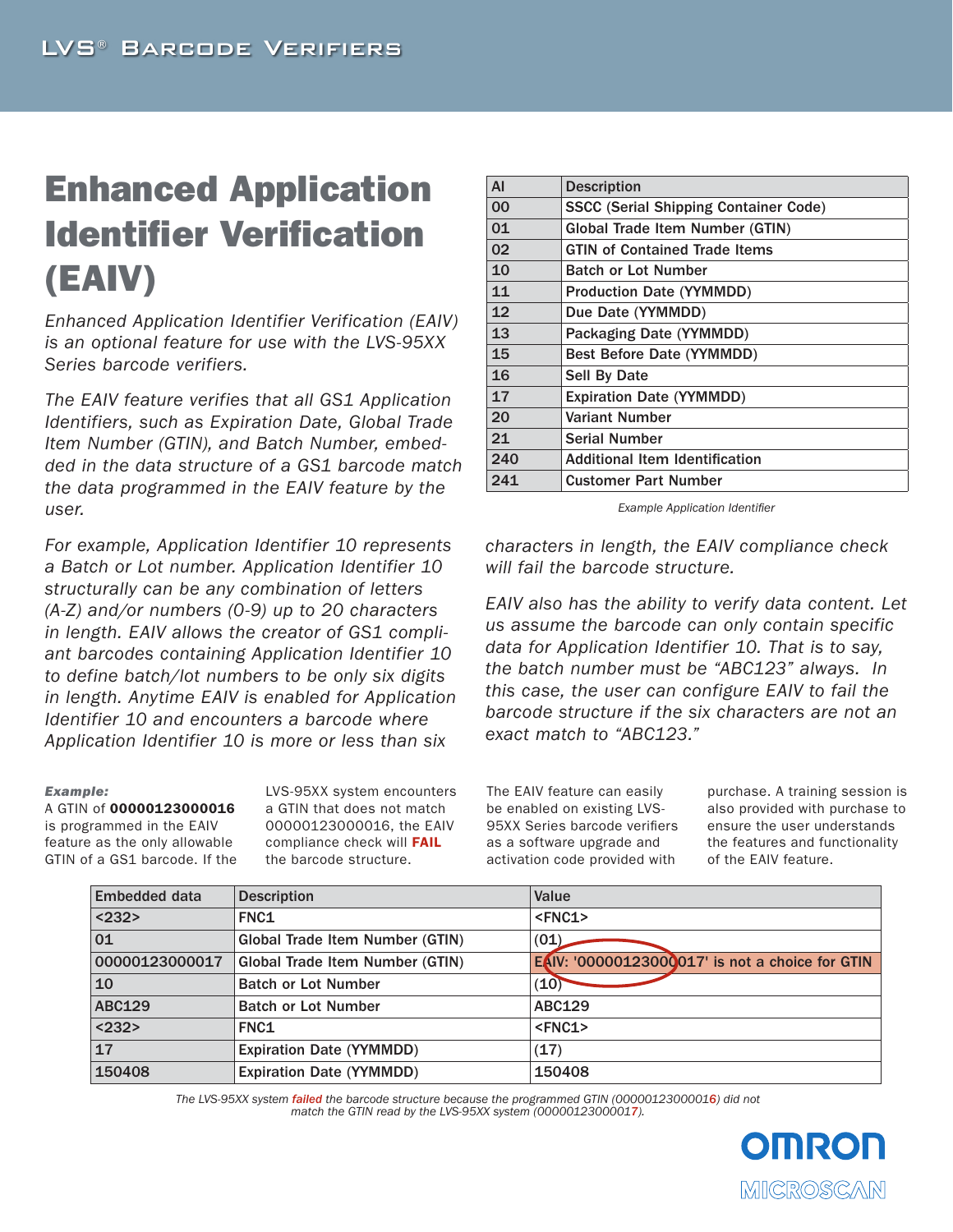# Enhanced Application Identifier Verification (EAIV)

*Enhanced Application Identifier Verification (EAIV) is an optional feature for use with the LVS-95XX Series barcode verifiers.*

*The EAIV feature verifies that all GS1 Application Identifiers, such as Expiration Date, Global Trade Item Number (GTIN), and Batch Number, embedded in the data structure of a GS1 barcode match the data programmed in the EAIV feature by the user.*

*For example, Application Identifier 10 represents a Batch or Lot number. Application Identifier 10 structurally can be any combination of letters (A-Z) and/or numbers (0-9) up to 20 characters in length. EAIV allows the creator of GS1 compliant barcodes containing Application Identifier 10 to define batch/lot numbers to be only six digits in length. Anytime EAIV is enabled for Application Identifier 10 and encounters a barcode where Application Identifier 10 is more or less than six characters in length, the EAIV compliance check will fail the barcode structure.*

| AI | Description |
|---|---|
| 00 | SSCC (Serial Shipping Container Code) |
| 01 | Global Trade Item Number (GTIN) |
| 02 | GTIN of Contained Trade Items |
| 10 | Batch or Lot Number |
| 11 | Production Date (YYMMDD) |
| 12 | Due Date (YYMMDD) |
| 13 | Packaging Date (YYMMDD) |
| 15 | Best Before Date (YYMMDD) |
| 16 | Sell By Date |
| 17 | Expiration Date (YYMMDD) |
| 20 | Variant Number |
| 21 | Serial Number |
| 240 | Additional Item Identification |
| 241 | Customer Part Number |

*Example Application Identifier*

*EAIV also has the ability to verify data content. Let us assume the barcode can only contain specific data for Application Identifier 10. That is to say, the batch number must be "ABC123" always. In this case, the user can configure EAIV to fail the barcode structure if the six characters are not an exact match to "ABC123."*

***Example:***
A GTIN of **00000123000016** is programmed in the EAIV feature as the only allowable GTIN of a GS1 barcode. If the LVS-95XX system encounters a GTIN that does not match 00000123000016, the EAIV compliance check will **FAIL** the barcode structure.

The EAIV feature can easily be enabled on existing LVS-95XX Series barcode verifiers as a software upgrade and activation code provided with purchase. A training session is also provided with purchase to ensure the user understands the features and functionality of the EAIV feature.

| Embedded data | Description | Value |
|---|---|---|
| <232> | FNC1 | <FNC1> |
| 01 | Global Trade Item Number (GTIN) | (01) |
| 00000123000017 | Global Trade Item Number (GTIN) | EAIV: '00000123000017' is not a choice for GTIN |
| 10 | Batch or Lot Number | (10) |
| ABC129 | Batch or Lot Number | ABC129 |
| <232> | FNC1 | <FNC1> |
| 17 | Expiration Date (YYMMDD) | (17) |
| 150408 | Expiration Date (YYMMDD) | 150408 |

*The LVS-95XX system **failed** the barcode structure because the programmed GTIN (00000123000016) did not match the GTIN read by the LVS-95XX system (00000123000017).*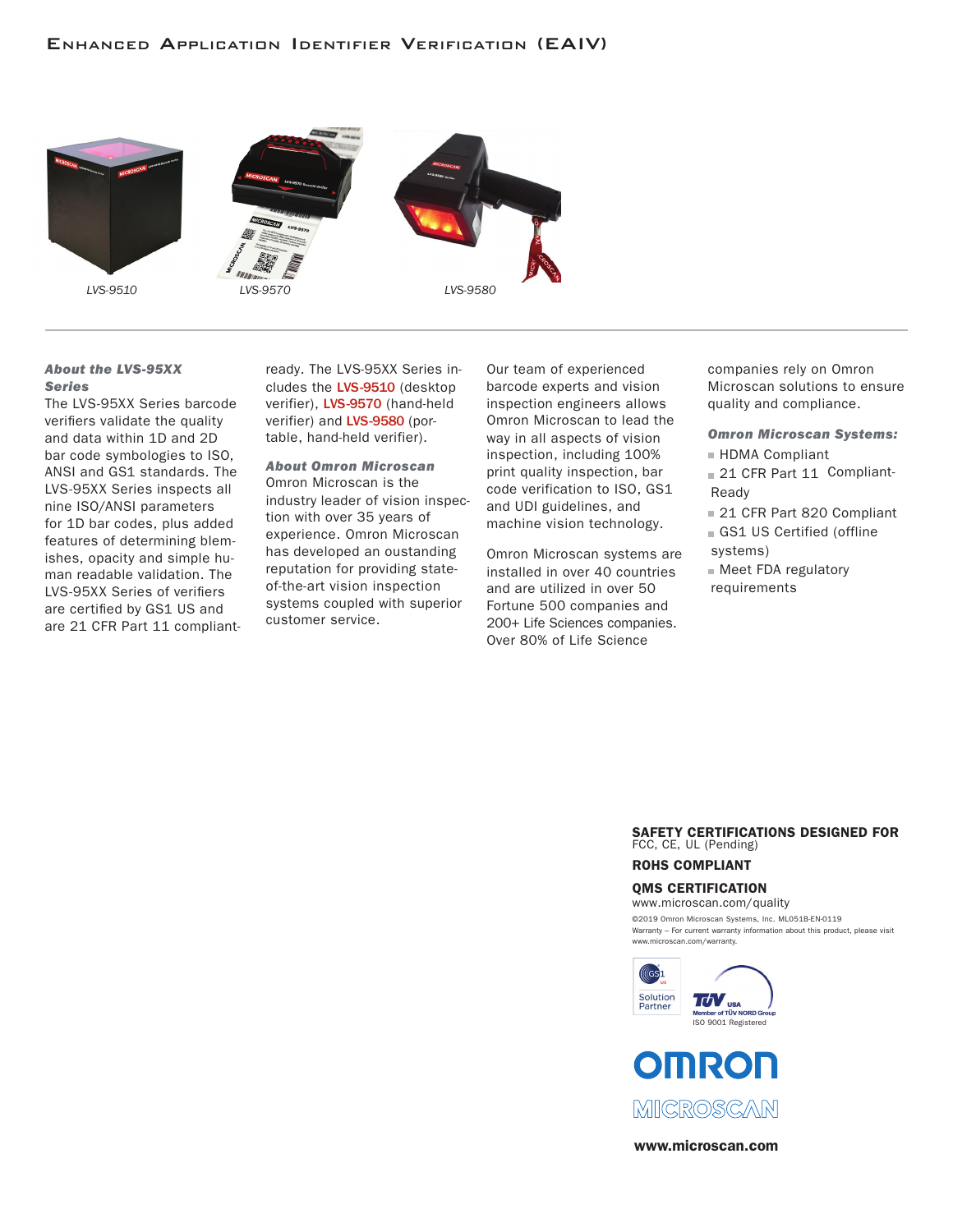# Enhanced Application Identifier Verification (EAIV)

LVS-9510

LVS-9570

LVS-9580

***About the LVS-95XX Series***

The LVS-95XX Series barcode verifiers validate the quality and data within 1D and 2D bar code symbologies to ISO, ANSI and GS1 standards. The LVS-95XX Series inspects all nine ISO/ANSI parameters for 1D bar codes, plus added features of determining blemishes, opacity and simple human readable validation. The LVS-95XX Series of verifiers are certified by GS1 US and are 21 CFR Part 11 compliant-ready. The LVS-95XX Series includes the LVS-9510 (desktop verifier), LVS-9570 (hand-held verifier) and LVS-9580 (portable, hand-held verifier).

***About Omron Microscan***

Omron Microscan is the industry leader of vision inspection with over 35 years of experience. Omron Microscan has developed an oustanding reputation for providing state-of-the-art vision inspection systems coupled with superior customer service.

Our team of experienced barcode experts and vision inspection engineers allows Omron Microscan to lead the way in all aspects of vision inspection, including 100% print quality inspection, bar code verification to ISO, GS1 and UDI guidelines, and machine vision technology.

Omron Microscan systems are installed in over 40 countries and are utilized in over 50 Fortune 500 companies and 200+ Life Sciences companies. Over 80% of Life Science companies rely on Omron Microscan solutions to ensure quality and compliance.

***Omron Microscan Systems:***

- HDMA Compliant
- 21 CFR Part 11 Compliant-Ready
- 21 CFR Part 820 Compliant
- GS1 US Certified (offline systems)
- Meet FDA regulatory requirements

**SAFETY CERTIFICATIONS DESIGNED FOR**
FCC, CE, UL (Pending)

**ROHS COMPLIANT**

**QMS CERTIFICATION**
www.microscan.com/quality

©2019 Omron Microscan Systems, Inc. ML051B-EN-0119
Warranty – For current warranty information about this product, please visit www.microscan.com/warranty.

GS1 US Solution Partner

TÜV USA Member of TÜV NORD Group
ISO 9001 Registered

OMRON

MICROSCAN

**www.microscan.com**